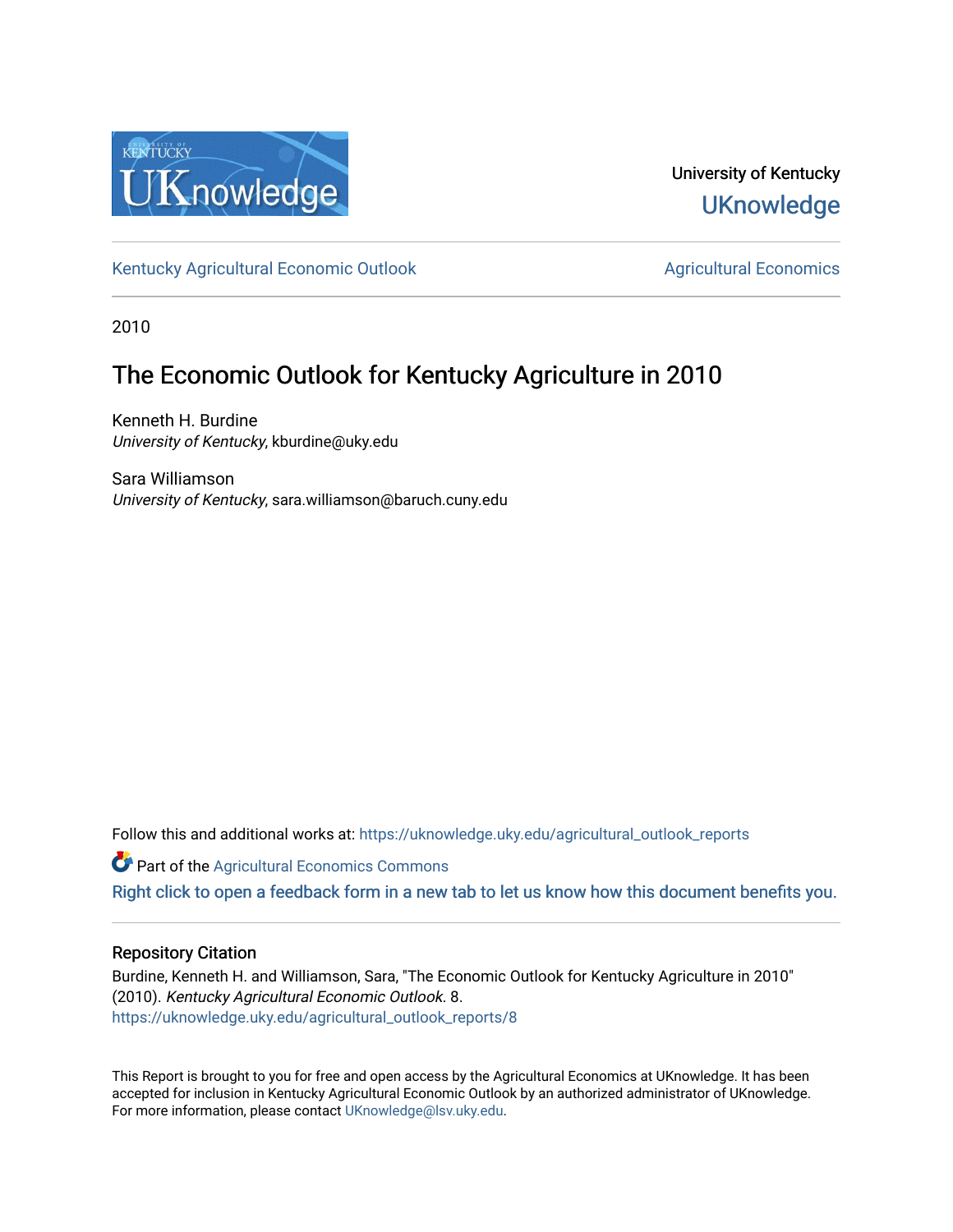University of Kentucky

UKnowledge

Kentucky Agricultural Economic Outlook | Agricultural Economics

2010

# The Economic Outlook for Kentucky Agriculture in 2010

Kenneth H. Burdine
*University of Kentucky*, kburdine@uky.edu

Sara Williamson
*University of Kentucky*, sara.williamson@baruch.cuny.edu

Follow this and additional works at: https://uknowledge.uky.edu/agricultural_outlook_reports

Part of the Agricultural Economics Commons

Right click to open a feedback form in a new tab to let us know how this document benefits you.

## Repository Citation

Burdine, Kenneth H. and Williamson, Sara, "The Economic Outlook for Kentucky Agriculture in 2010" (2010). *Kentucky Agricultural Economic Outlook*. 8.
https://uknowledge.uky.edu/agricultural_outlook_reports/8

This Report is brought to you for free and open access by the Agricultural Economics at UKnowledge. It has been accepted for inclusion in Kentucky Agricultural Economic Outlook by an authorized administrator of UKnowledge. For more information, please contact UKnowledge@lsv.uky.edu.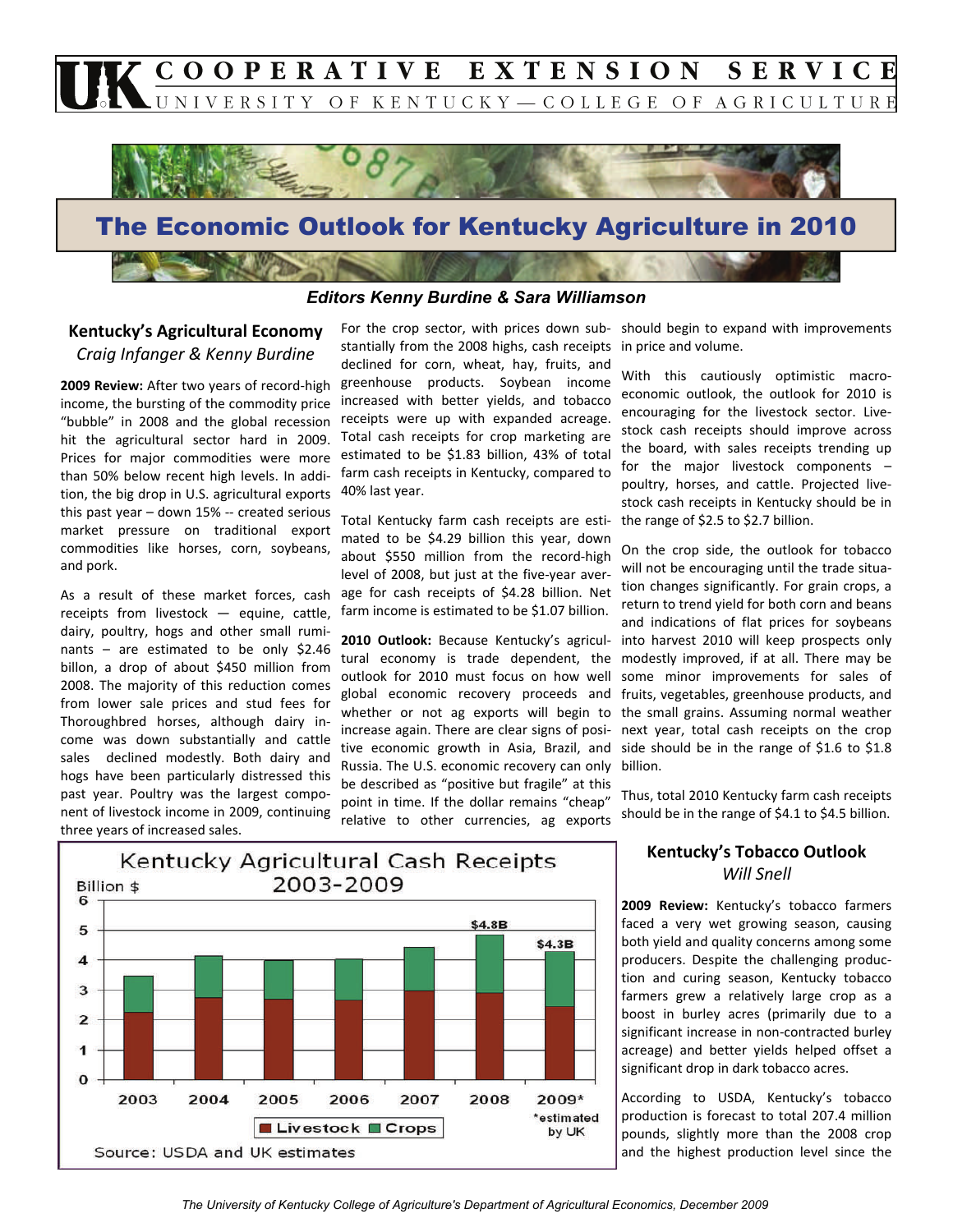# The Economic Outlook for Kentucky Agriculture in 2010

***Editors Kenny Burdine & Sara Williamson***

## Kentucky's Agricultural Economy

*Craig Infanger & Kenny Burdine*

**2009 Review:** After two years of record-high income, the bursting of the commodity price "bubble" in 2008 and the global recession hit the agricultural sector hard in 2009. Prices for major commodities were more than 50% below recent high levels. In addition, the big drop in U.S. agricultural exports this past year – down 15% -- created serious market pressure on traditional export commodities like horses, corn, soybeans, and pork.

As a result of these market forces, cash receipts from livestock — equine, cattle, dairy, poultry, hogs and other small ruminants – are estimated to be only $2.46 billon, a drop of about $450 million from 2008. The majority of this reduction comes from lower sale prices and stud fees for Thoroughbred horses, although dairy income was down substantially and cattle sales declined modestly. Both dairy and hogs have been particularly distressed this past year. Poultry was the largest component of livestock income in 2009, continuing three years of increased sales.

For the crop sector, with prices down substantially from the 2008 highs, cash receipts declined for corn, wheat, hay, fruits, and greenhouse products. Soybean income increased with better yields, and tobacco receipts were up with expanded acreage. Total cash receipts for crop marketing are estimated to be $1.83 billion, 43% of total farm cash receipts in Kentucky, compared to 40% last year.

Total Kentucky farm cash receipts are estimated to be $4.29 billion this year, down about $550 million from the record-high level of 2008, but just at the five-year average for cash receipts of $4.28 billion. Net farm income is estimated to be $1.07 billion.

**2010 Outlook:** Because Kentucky's agricultural economy is trade dependent, the outlook for 2010 must focus on how well global economic recovery proceeds and whether or not ag exports will begin to increase again. There are clear signs of positive economic growth in Asia, Brazil, and Russia. The U.S. economic recovery can only be described as "positive but fragile" at this point in time. If the dollar remains "cheap" relative to other currencies, ag exports should begin to expand with improvements in price and volume.

With this cautiously optimistic macroeconomic outlook, the outlook for 2010 is encouraging for the livestock sector. Livestock cash receipts should improve across the board, with sales receipts trending up for the major livestock components – poultry, horses, and cattle. Projected livestock cash receipts in Kentucky should be in the range of $2.5 to $2.7 billion.

On the crop side, the outlook for tobacco will not be encouraging until the trade situation changes significantly. For grain crops, a return to trend yield for both corn and beans and indications of flat prices for soybeans into harvest 2010 will keep prospects only modestly improved, if at all. There may be some minor improvements for sales of fruits, vegetables, greenhouse products, and the small grains. Assuming normal weather next year, total cash receipts on the crop side should be in the range of $1.6 to $1.8 billion.

Thus, total 2010 Kentucky farm cash receipts should be in the range of $4.1 to $4.5 billion.

**Kentucky Agricultural Cash Receipts 2003-2009**

Billion $ (Livestock / Crops stacked bars; 2008: $4.8B; 2009*: $4.3B)

*estimated by UK

Source: USDA and UK estimates

## Kentucky's Tobacco Outlook

*Will Snell*

**2009 Review:** Kentucky's tobacco farmers faced a very wet growing season, causing both yield and quality concerns among some producers. Despite the challenging production and curing season, Kentucky tobacco farmers grew a relatively large crop as a boost in burley acres (primarily due to a significant increase in non-contracted burley acreage) and better yields helped offset a significant drop in dark tobacco acres.

According to USDA, Kentucky's tobacco production is forecast to total 207.4 million pounds, slightly more than the 2008 crop and the highest production level since the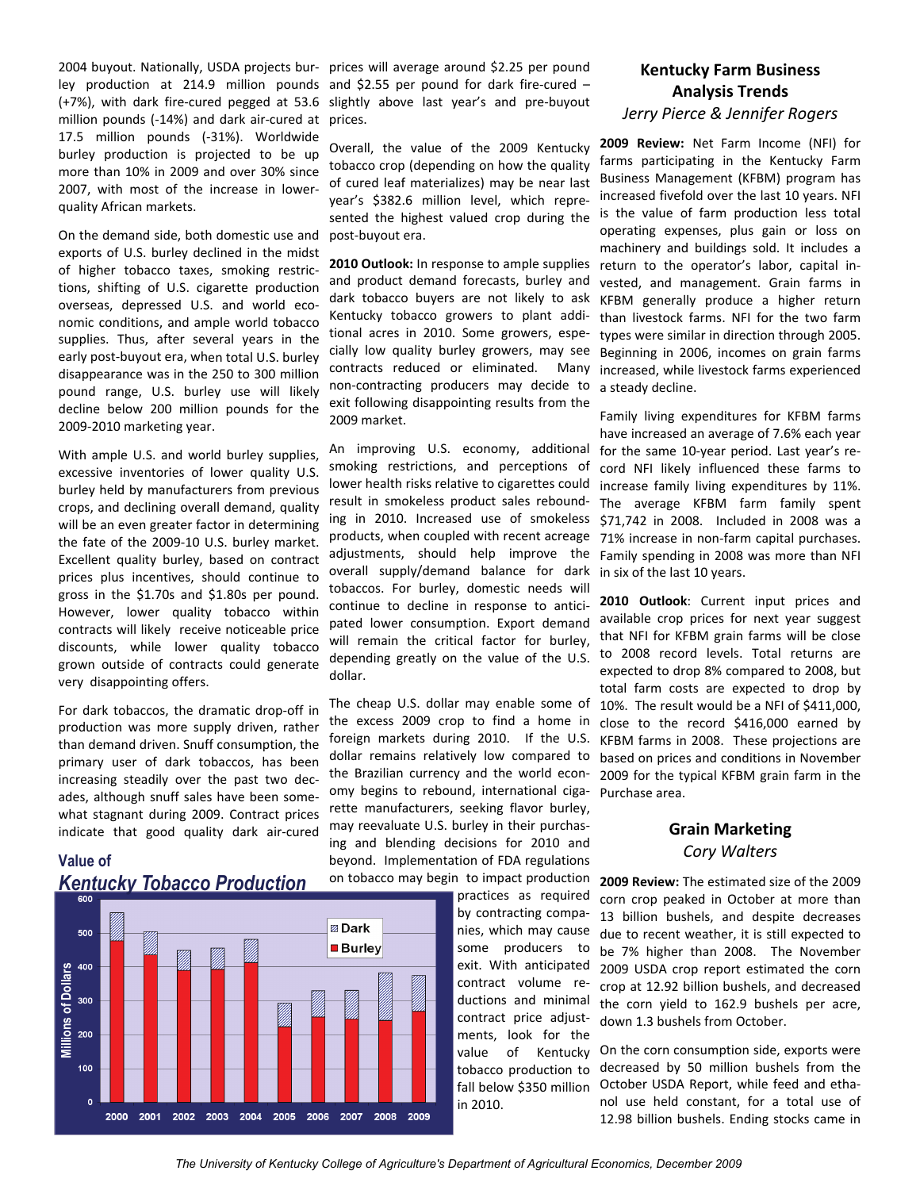2004 buyout. Nationally, USDA projects burley production at 214.9 million pounds (+7%), with dark fire-cured pegged at 53.6 million pounds (-14%) and dark air-cured at 17.5 million pounds (-31%). Worldwide burley production is projected to be up more than 10% in 2009 and over 30% since 2007, with most of the increase in lower-quality African markets.

On the demand side, both domestic use and exports of U.S. burley declined in the midst of higher tobacco taxes, smoking restrictions, shifting of U.S. cigarette production overseas, depressed U.S. and world economic conditions, and ample world tobacco supplies. Thus, after several years in the early post-buyout era, when total U.S. burley disappearance was in the 250 to 300 million pound range, U.S. burley use will likely decline below 200 million pounds for the 2009-2010 marketing year.

With ample U.S. and world burley supplies, excessive inventories of lower quality U.S. burley held by manufacturers from previous crops, and declining overall demand, quality will be an even greater factor in determining the fate of the 2009-10 U.S. burley market. Excellent quality burley, based on contract prices plus incentives, should continue to gross in the $1.70s and $1.80s per pound. However, lower quality tobacco within contracts will likely receive noticeable price discounts, while lower quality tobacco grown outside of contracts could generate very disappointing offers.

For dark tobaccos, the dramatic drop-off in production was more supply driven, rather than demand driven. Snuff consumption, the primary user of dark tobaccos, has been increasing steadily over the past two decades, although snuff sales have been somewhat stagnant during 2009. Contract prices indicate that good quality dark air-cured prices will average around $2.25 per pound and $2.55 per pound for dark fire-cured – slightly above last year's and pre-buyout prices.

Overall, the value of the 2009 Kentucky tobacco crop (depending on how the quality of cured leaf materializes) may be near last year's $382.6 million level, which represented the highest valued crop during the post-buyout era.

**2010 Outlook:** In response to ample supplies and product demand forecasts, burley and dark tobacco buyers are not likely to ask Kentucky tobacco growers to plant additional acres in 2010. Some growers, especially low quality burley growers, may see contracts reduced or eliminated. Many non-contracting producers may decide to exit following disappointing results from the 2009 market.

An improving U.S. economy, additional smoking restrictions, and perceptions of lower health risks relative to cigarettes could result in smokeless product sales rebounding in 2010. Increased use of smokeless products, when coupled with recent acreage adjustments, should help improve the overall supply/demand balance for dark tobaccos. For burley, domestic needs will continue to decline in response to anticipated lower consumption. Export demand will remain the critical factor for burley, depending greatly on the value of the U.S. dollar.

The cheap U.S. dollar may enable some of the excess 2009 crop to find a home in foreign markets during 2010. If the U.S. dollar remains relatively low compared to the Brazilian currency and the world economy begins to rebound, international cigarette manufacturers, seeking flavor burley, may reevaluate U.S. burley in their purchasing and blending decisions for 2010 and beyond. Implementation of FDA regulations on tobacco may begin to impact production practices as required by contracting companies, which may cause some producers to exit. With anticipated contract volume reductions and minimal contract price adjustments, look for the value of Kentucky tobacco production to fall below $350 million in 2010.

**Value of Kentucky Tobacco Production**

| Year | Burley (Millions of Dollars, approx.) | Total incl. Dark (Millions of Dollars, approx.) |
|---|---|---|
| 2000 | 478 | 557 |
| 2001 | 437 | 505 |
| 2002 | 390 | 450 |
| 2003 | 393 | 456 |
| 2004 | 413 | 482 |
| 2005 | 222 | 294 |
| 2006 | 252 | 331 |
| 2007 | 245 | 332 |
| 2008 | 240 | 383 |
| 2009 | 268 | 376 |

## Kentucky Farm Business Analysis Trends

*Jerry Pierce & Jennifer Rogers*

**2009 Review:** Net Farm Income (NFI) for farms participating in the Kentucky Farm Business Management (KFBM) program has increased fivefold over the last 10 years. NFI is the value of farm production less total operating expenses, plus gain or loss on machinery and buildings sold. It includes a return to the operator's labor, capital invested, and management. Grain farms in KFBM generally produce a higher return than livestock farms. NFI for the two farm types were similar in direction through 2005. Beginning in 2006, incomes on grain farms increased, while livestock farms experienced a steady decline.

Family living expenditures for KFBM farms have increased an average of 7.6% each year for the same 10-year period. Last year's record NFI likely influenced these farms to increase family living expenditures by 11%. The average KFBM farm family spent $71,742 in 2008. Included in 2008 was a 71% increase in non-farm capital purchases. Family spending in 2008 was more than NFI in six of the last 10 years.

**2010 Outlook**: Current input prices and available crop prices for next year suggest that NFI for KFBM grain farms will be close to 2008 record levels. Total returns are expected to drop 8% compared to 2008, but total farm costs are expected to drop by 10%. The result would be a NFI of $411,000, close to the record $416,000 earned by KFBM farms in 2008. These projections are based on prices and conditions in November 2009 for the typical KFBM grain farm in the Purchase area.

## Grain Marketing

*Cory Walters*

**2009 Review:** The estimated size of the 2009 corn crop peaked in October at more than 13 billion bushels, and despite decreases due to recent weather, it is still expected to be 7% higher than 2008. The November 2009 USDA crop report estimated the corn crop at 12.92 billion bushels, and decreased the corn yield to 162.9 bushels per acre, down 1.3 bushels from October.

On the corn consumption side, exports were decreased by 50 million bushels from the October USDA Report, while feed and ethanol use held constant, for a total use of 12.98 billion bushels. Ending stocks came in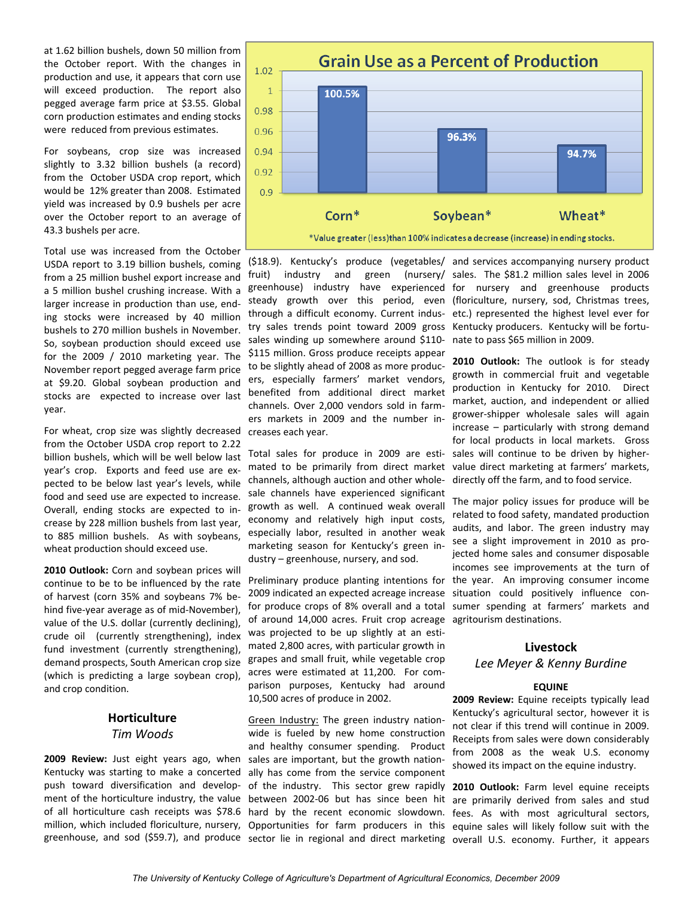at 1.62 billion bushels, down 50 million from the October report. With the changes in production and use, it appears that corn use will exceed production. The report also pegged average farm price at $3.55. Global corn production estimates and ending stocks were reduced from previous estimates.

For soybeans, crop size was increased slightly to 3.32 billion bushels (a record) from the October USDA crop report, which would be 12% greater than 2008. Estimated yield was increased by 0.9 bushels per acre over the October report to an average of 43.3 bushels per acre.

Total use was increased from the October USDA report to 3.19 billion bushels, coming from a 25 million bushel export increase and a 5 million bushel crushing increase. With a larger increase in production than use, ending stocks were increased by 40 million bushels to 270 million bushels in November. So, soybean production should exceed use for the 2009 / 2010 marketing year. The November report pegged average farm price at $9.20. Global soybean production and stocks are expected to increase over last year.

For wheat, crop size was slightly decreased from the October USDA crop report to 2.22 billion bushels, which will be well below last year's crop. Exports and feed use are expected to be below last year's levels, while food and seed use are expected to increase. Overall, ending stocks are expected to increase by 228 million bushels from last year, to 885 million bushels. As with soybeans, wheat production should exceed use.

**2010 Outlook:** Corn and soybean prices will continue to be to be influenced by the rate of harvest (corn 35% and soybeans 7% behind five-year average as of mid-November), value of the U.S. dollar (currently declining), crude oil (currently strengthening), index fund investment (currently strengthening), demand prospects, South American crop size (which is predicting a large soybean crop), and crop condition.

**Grain Use as a Percent of Production**

| Crop | Use as % of Production |
|---|---|
| Corn* | 100.5% |
| Soybean* | 96.3% |
| Wheat* | 94.7% |

*Value greater (less)than 100% indicates a decrease (increase) in ending stocks.

## Horticulture

*Tim Woods*

**2009 Review:** Just eight years ago, when Kentucky was starting to make a concerted push toward diversification and development of the horticulture industry, the value of all horticulture cash receipts was $78.6 million, which included floriculture, nursery, greenhouse, and sod ($59.7), and produce ($18.9). Kentucky's produce (vegetables/fruit) industry and green (nursery/greenhouse) industry have experienced steady growth over this period, even through a difficult economy. Current industry sales trends point toward 2009 gross sales winding up somewhere around $110-$115 million. Gross produce receipts appear to be slightly ahead of 2008 as more producers, especially farmers' market vendors, benefited from additional direct market channels. Over 2,000 vendors sold in farmers markets in 2009 and the number increases each year.

Total sales for produce in 2009 are estimated to be primarily from direct market channels, although auction and other wholesale channels have experienced significant growth as well. A continued weak overall economy and relatively high input costs, especially labor, resulted in another weak marketing season for Kentucky's green industry – greenhouse, nursery, and sod.

Preliminary produce planting intentions for 2009 indicated an expected acreage increase for produce crops of 8% overall and a total of around 14,000 acres. Fruit crop acreage was projected to be up slightly at an estimated 2,800 acres, with particular growth in grapes and small fruit, while vegetable crop acres were estimated at 11,200. For comparison purposes, Kentucky had around 10,500 acres of produce in 2002.

Green Industry: The green industry nationwide is fueled by new home construction and healthy consumer spending. Product sales are important, but the growth nationally has come from the service component of the industry. This sector grew rapidly between 2002-06 but has since been hit hard by the recent economic slowdown. Opportunities for farm producers in this sector lie in regional and direct marketing and services accompanying nursery product sales. The $81.2 million sales level in 2006 for nursery and greenhouse products (floriculture, nursery, sod, Christmas trees, etc.) represented the highest level ever for Kentucky producers. Kentucky will be fortunate to pass $65 million in 2009.

**2010 Outlook:** The outlook is for steady growth in commercial fruit and vegetable production in Kentucky for 2010. Direct market, auction, and independent or allied grower-shipper wholesale sales will again increase – particularly with strong demand for local products in local markets. Gross sales will continue to be driven by higher-value direct marketing at farmers' markets, directly off the farm, and to food service.

The major policy issues for produce will be related to food safety, mandated production audits, and labor. The green industry may see a slight improvement in 2010 as projected home sales and consumer disposable incomes see improvements at the turn of the year. An improving consumer income situation could positively influence consumer spending at farmers' markets and agritourism destinations.

## Livestock

*Lee Meyer & Kenny Burdine*

### EQUINE

**2009 Review:** Equine receipts typically lead Kentucky's agricultural sector, however it is not clear if this trend will continue in 2009. Receipts from sales were down considerably from 2008 as the weak U.S. economy showed its impact on the equine industry.

**2010 Outlook:** Farm level equine receipts are primarily derived from sales and stud fees. As with most agricultural sectors, equine sales will likely follow suit with the overall U.S. economy. Further, it appears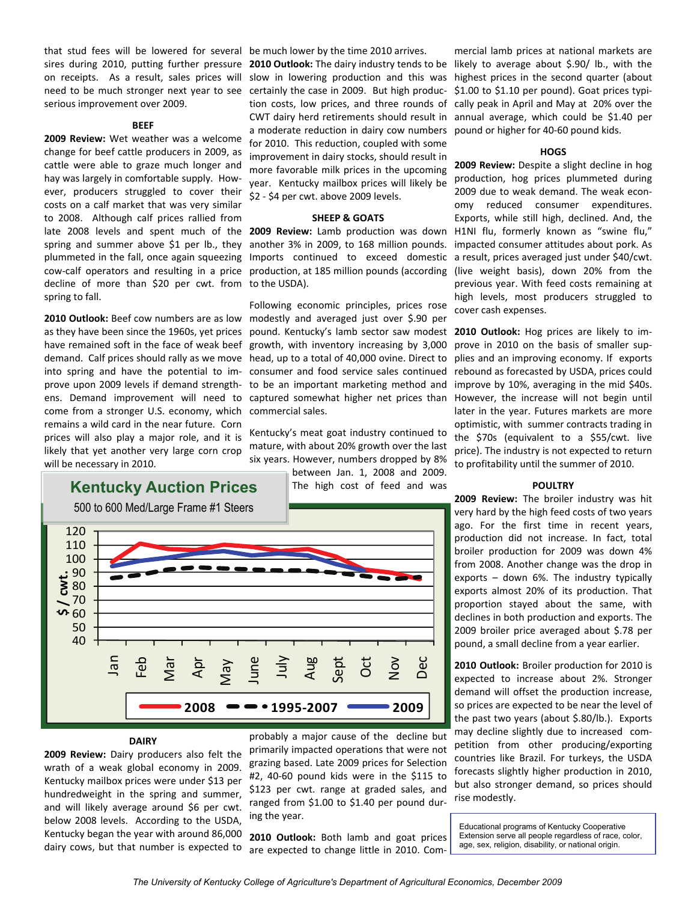that stud fees will be lowered for several sires during 2010, putting further pressure on receipts. As a result, sales prices will need to be much stronger next year to see serious improvement over 2009.

### BEEF

**2009 Review:** Wet weather was a welcome change for beef cattle producers in 2009, as cattle were able to graze much longer and hay was largely in comfortable supply. However, producers struggled to cover their costs on a calf market that was very similar to 2008. Although calf prices rallied from late 2008 levels and spent much of the spring and summer above $1 per lb., they plummeted in the fall, once again squeezing cow-calf operators and resulting in a price decline of more than $20 per cwt. from spring to fall.

**2010 Outlook:** Beef cow numbers are as low as they have been since the 1960s, yet prices have remained soft in the face of weak beef demand. Calf prices should rally as we move into spring and have the potential to improve upon 2009 levels if demand strengthens. Demand improvement will need to come from a stronger U.S. economy, which remains a wild card in the near future. Corn prices will also play a major role, and it is likely that yet another very large corn crop will be necessary in 2010.

Kentucky Auction Prices

500 to 600 Med/Large Frame #1 Steers

$ / cwt.

120
110
100
90
80
70
60
50
40

Jan Feb Mar Apr May June July Aug Sept Oct Nov Dec

2008 1995-2007 2009

### DAIRY

**2009 Review:** Dairy producers also felt the wrath of a weak global economy in 2009. Kentucky mailbox prices were under $13 per hundredweight in the spring and summer, and will likely average around $6 per cwt. below 2008 levels. According to the USDA, Kentucky began the year with around 86,000 dairy cows, but that number is expected to be much lower by the time 2010 arrives.

**2010 Outlook:** The dairy industry tends to be slow in lowering production and this was certainly the case in 2009. But high production costs, low prices, and three rounds of CWT dairy herd retirements should result in a moderate reduction in dairy cow numbers for 2010. This reduction, coupled with some improvement in dairy stocks, should result in more favorable milk prices in the upcoming year. Kentucky mailbox prices will likely be $2 - $4 per cwt. above 2009 levels.

### SHEEP & GOATS

**2009 Review:** Lamb production was down another 3% in 2009, to 168 million pounds. Imports continued to exceed domestic production, at 185 million pounds (according to the USDA).

Following economic principles, prices rose modestly and averaged just over $.90 per pound. Kentucky's lamb sector saw modest growth, with inventory increasing by 3,000 head, up to a total of 40,000 ovine. Direct to consumer and food service sales continued to be an important marketing method and captured somewhat higher net prices than commercial sales.

Kentucky's meat goat industry continued to mature, with about 20% growth over the last six years. However, numbers dropped by 8% between Jan. 1, 2008 and 2009. The high cost of feed and was probably a major cause of the decline but primarily impacted operations that were not grazing based. Late 2009 prices for Selection #2, 40-60 pound kids were in the $115 to $123 per cwt. range at graded sales, and ranged from $1.00 to $1.40 per pound during the year.

**2010 Outlook:** Both lamb and goat prices are expected to change little in 2010. Commercial lamb prices at national markets are likely to average about $.90/ lb., with the highest prices in the second quarter (about $1.00 to $1.10 per pound). Goat prices typically peak in April and May at 20% over the annual average, which could be $1.40 per pound or higher for 40-60 pound kids.

### HOGS

**2009 Review:** Despite a slight decline in hog production, hog prices plummeted during 2009 due to weak demand. The weak economy reduced consumer expenditures. Exports, while still high, declined. And, the H1NI flu, formerly known as "swine flu," impacted consumer attitudes about pork. As a result, prices averaged just under $40/cwt. (live weight basis), down 20% from the previous year. With feed costs remaining at high levels, most producers struggled to cover cash expenses.

**2010 Outlook:** Hog prices are likely to improve in 2010 on the basis of smaller supplies and an improving economy. If exports rebound as forecasted by USDA, prices could improve by 10%, averaging in the mid $40s. However, the increase will not begin until later in the year. Futures markets are more optimistic, with summer contracts trading in the $70s (equivalent to a $55/cwt. live price). The industry is not expected to return to profitability until the summer of 2010.

### POULTRY

**2009 Review:** The broiler industry was hit very hard by the high feed costs of two years ago. For the first time in recent years, production did not increase. In fact, total broiler production for 2009 was down 4% from 2008. Another change was the drop in exports – down 6%. The industry typically exports almost 20% of its production. That proportion stayed about the same, with declines in both production and exports. The 2009 broiler price averaged about $.78 per pound, a small decline from a year earlier.

**2010 Outlook:** Broiler production for 2010 is expected to increase about 2%. Stronger demand will offset the production increase, so prices are expected to be near the level of the past two years (about $.80/lb.). Exports may decline slightly due to increased competition from other producing/exporting countries like Brazil. For turkeys, the USDA forecasts slightly higher production in 2010, but also stronger demand, so prices should rise modestly.

Educational programs of Kentucky Cooperative Extension serve all people regardless of race, color, age, sex, religion, disability, or national origin.

*The University of Kentucky College of Agriculture's Department of Agricultural Economics, December 2009*